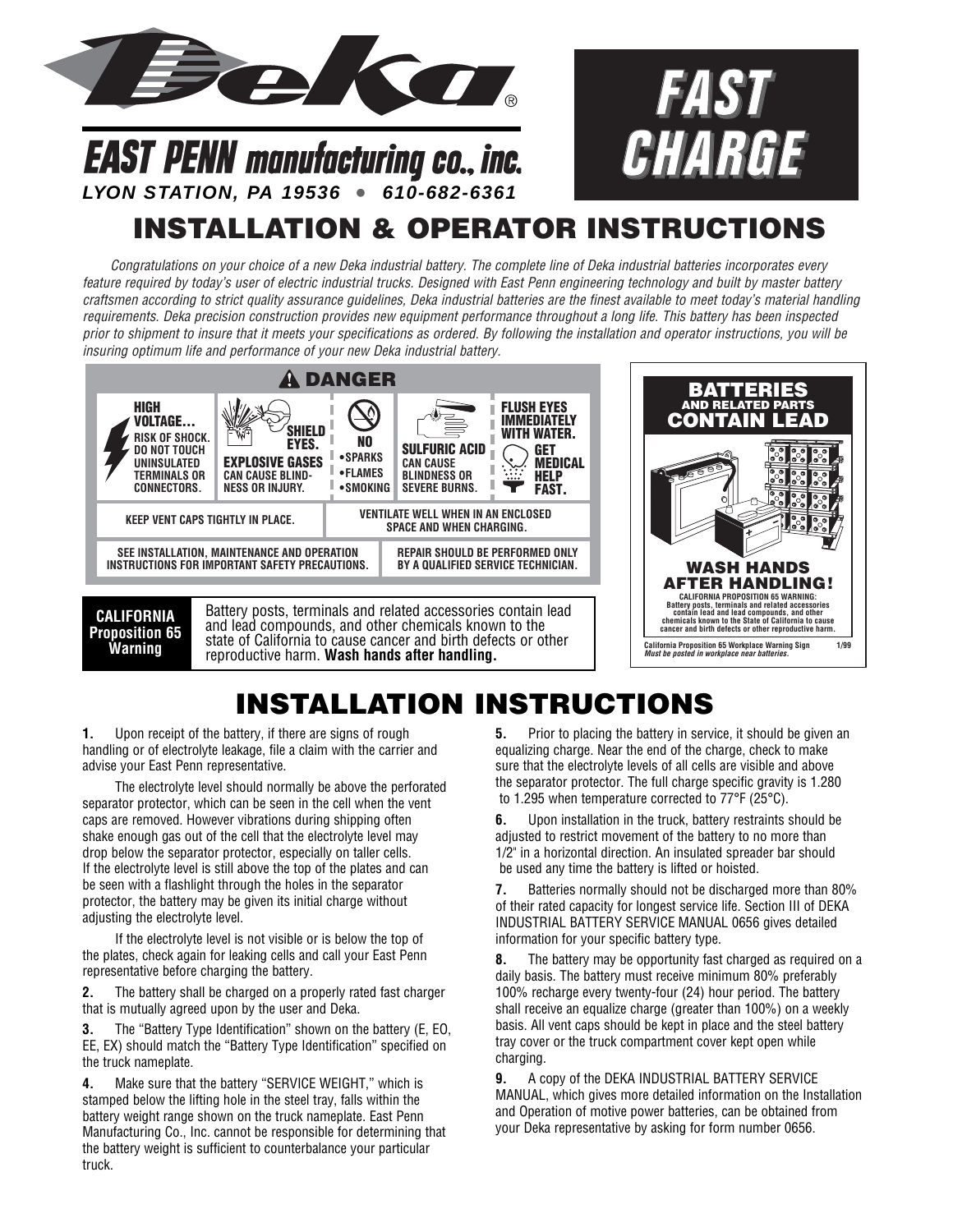# Deka®

## EAST PENN manufacturing co., inc.

*LYON STATION, PA 19536 • 610-682-6361*

**FAST CHARGE**

# INSTALLATION & OPERATOR INSTRUCTIONS

*Congratulations on your choice of a new Deka industrial battery. The complete line of Deka industrial batteries incorporates every feature required by today's user of electric industrial trucks. Designed with East Penn engineering technology and built by master battery craftsmen according to strict quality assurance guidelines, Deka industrial batteries are the finest available to meet today's material handling requirements. Deka precision construction provides new equipment performance throughout a long life. This battery has been inspected prior to shipment to insure that it meets your specifications as ordered. By following the installation and operator instructions, you will be insuring optimum life and performance of your new Deka industrial battery.*

**⚠ DANGER**

| HIGH VOLTAGE... RISK OF SHOCK. DO NOT TOUCH UNINSULATED TERMINALS OR CONNECTORS. | SHIELD EYES. EXPLOSIVE GASES CAN CAUSE BLINDNESS OR INJURY. | NO •SPARKS •FLAMES •SMOKING | SULFURIC ACID CAN CAUSE BLINDNESS OR SEVERE BURNS. | FLUSH EYES IMMEDIATELY WITH WATER. GET MEDICAL HELP FAST. |
|---|---|---|---|---|

**KEEP VENT CAPS TIGHTLY IN PLACE.**

**VENTILATE WELL WHEN IN AN ENCLOSED SPACE AND WHEN CHARGING.**

**SEE INSTALLATION, MAINTENANCE AND OPERATION INSTRUCTIONS FOR IMPORTANT SAFETY PRECAUTIONS.**

**REPAIR SHOULD BE PERFORMED ONLY BY A QUALIFIED SERVICE TECHNICIAN.**

**CALIFORNIA Proposition 65 Warning**

Battery posts, terminals and related accessories contain lead and lead compounds, and other chemicals known to the state of California to cause cancer and birth defects or other reproductive harm. **Wash hands after handling.**

**BATTERIES AND RELATED PARTS CONTAIN LEAD**

**WASH HANDS AFTER HANDLING!**

**CALIFORNIA PROPOSITION 65 WARNING:** Battery posts, terminals and related accessories contain lead and lead compounds, and other chemicals known to the State of California to cause cancer and birth defects or other reproductive harm.

California Proposition 65 Workplace Warning Sign 1/99
*Must be posted in workplace near batteries.*

# INSTALLATION INSTRUCTIONS

**1.** Upon receipt of the battery, if there are signs of rough handling or of electrolyte leakage, file a claim with the carrier and advise your East Penn representative.

The electrolyte level should normally be above the perforated separator protector, which can be seen in the cell when the vent caps are removed. However vibrations during shipping often shake enough gas out of the cell that the electrolyte level may drop below the separator protector, especially on taller cells. If the electrolyte level is still above the top of the plates and can be seen with a flashlight through the holes in the separator protector, the battery may be given its initial charge without adjusting the electrolyte level.

If the electrolyte level is not visible or is below the top of the plates, check again for leaking cells and call your East Penn representative before charging the battery.

**2.** The battery shall be charged on a properly rated fast charger that is mutually agreed upon by the user and Deka.

**3.** The "Battery Type Identification" shown on the battery (E, EO, EE, EX) should match the "Battery Type Identification" specified on the truck nameplate.

**4.** Make sure that the battery "SERVICE WEIGHT," which is stamped below the lifting hole in the steel tray, falls within the battery weight range shown on the truck nameplate. East Penn Manufacturing Co., Inc. cannot be responsible for determining that the battery weight is sufficient to counterbalance your particular truck.

**5.** Prior to placing the battery in service, it should be given an equalizing charge. Near the end of the charge, check to make sure that the electrolyte levels of all cells are visible and above the separator protector. The full charge specific gravity is 1.280 to 1.295 when temperature corrected to 77°F (25°C).

**6.** Upon installation in the truck, battery restraints should be adjusted to restrict movement of the battery to no more than 1/2" in a horizontal direction. An insulated spreader bar should be used any time the battery is lifted or hoisted.

**7.** Batteries normally should not be discharged more than 80% of their rated capacity for longest service life. Section III of DEKA INDUSTRIAL BATTERY SERVICE MANUAL 0656 gives detailed information for your specific battery type.

**8.** The battery may be opportunity fast charged as required on a daily basis. The battery must receive minimum 80% preferably 100% recharge every twenty-four (24) hour period. The battery shall receive an equalize charge (greater than 100%) on a weekly basis. All vent caps should be kept in place and the steel battery tray cover or the truck compartment cover kept open while charging.

**9.** A copy of the DEKA INDUSTRIAL BATTERY SERVICE MANUAL, which gives more detailed information on the Installation and Operation of motive power batteries, can be obtained from your Deka representative by asking for form number 0656.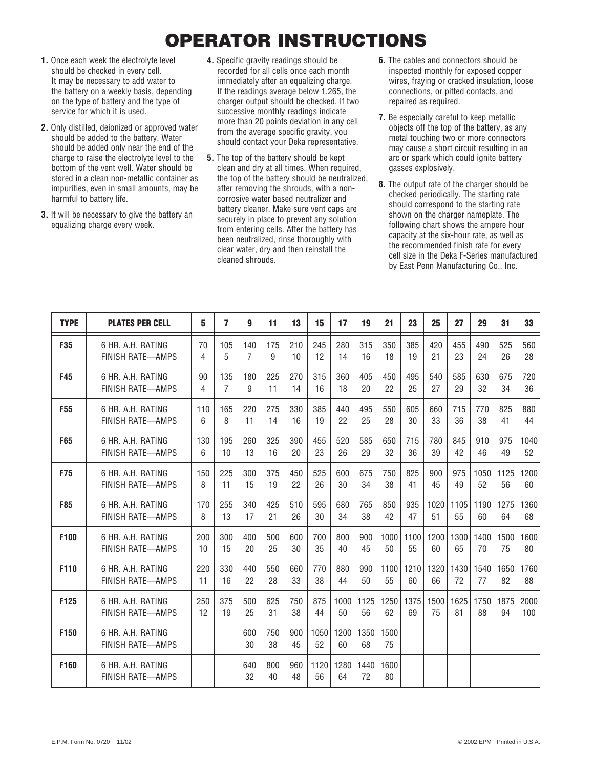# OPERATOR INSTRUCTIONS

**1.** Once each week the electrolyte level should be checked in every cell. It may be necessary to add water to the battery on a weekly basis, depending on the type of battery and the type of service for which it is used.

**2.** Only distilled, deionized or approved water should be added to the battery. Water should be added only near the end of the charge to raise the electrolyte level to the bottom of the vent well. Water should be stored in a clean non-metallic container as impurities, even in small amounts, may be harmful to battery life.

**3.** It will be necessary to give the battery an equalizing charge every week.

**4.** Specific gravity readings should be recorded for all cells once each month immediately after an equalizing charge. If the readings average below 1.265, the charger output should be checked. If two successive monthly readings indicate more than 20 points deviation in any cell from the average specific gravity, you should contact your Deka representative.

**5.** The top of the battery should be kept clean and dry at all times. When required, the top of the battery should be neutralized, after removing the shrouds, with a non-corrosive water based neutralizer and battery cleaner. Make sure vent caps are securely in place to prevent any solution from entering cells. After the battery has been neutralized, rinse thoroughly with clear water, dry and then reinstall the cleaned shrouds.

**6.** The cables and connectors should be inspected monthly for exposed copper wires, fraying or cracked insulation, loose connections, or pitted contacts, and repaired as required.

**7.** Be especially careful to keep metallic objects off the top of the battery, as any metal touching two or more connectors may cause a short circuit resulting in an arc or spark which could ignite battery gasses explosively.

**8.** The output rate of the charger should be checked periodically. The starting rate should correspond to the starting rate shown on the charger nameplate. The following chart shows the ampere hour capacity at the six-hour rate, as well as the recommended finish rate for every cell size in the Deka F-Series manufactured by East Penn Manufacturing Co., Inc.

| TYPE | PLATES PER CELL | 5 | 7 | 9 | 11 | 13 | 15 | 17 | 19 | 21 | 23 | 25 | 27 | 29 | 31 | 33 |
|---|---|---|---|---|---|---|---|---|---|---|---|---|---|---|---|---|
| F35 | 6 HR. A.H. RATING | 70 | 105 | 140 | 175 | 210 | 245 | 280 | 315 | 350 | 385 | 420 | 455 | 490 | 525 | 560 |
| | FINISH RATE—AMPS | 4 | 5 | 7 | 9 | 10 | 12 | 14 | 16 | 18 | 19 | 21 | 23 | 24 | 26 | 28 |
| F45 | 6 HR. A.H. RATING | 90 | 135 | 180 | 225 | 270 | 315 | 360 | 405 | 450 | 495 | 540 | 585 | 630 | 675 | 720 |
| | FINISH RATE—AMPS | 4 | 7 | 9 | 11 | 14 | 16 | 18 | 20 | 22 | 25 | 27 | 29 | 32 | 34 | 36 |
| F55 | 6 HR. A.H. RATING | 110 | 165 | 220 | 275 | 330 | 385 | 440 | 495 | 550 | 605 | 660 | 715 | 770 | 825 | 880 |
| | FINISH RATE—AMPS | 6 | 8 | 11 | 14 | 16 | 19 | 22 | 25 | 28 | 30 | 33 | 36 | 38 | 41 | 44 |
| F65 | 6 HR. A.H. RATING | 130 | 195 | 260 | 325 | 390 | 455 | 520 | 585 | 650 | 715 | 780 | 845 | 910 | 975 | 1040 |
| | FINISH RATE—AMPS | 6 | 10 | 13 | 16 | 20 | 23 | 26 | 29 | 32 | 36 | 39 | 42 | 46 | 49 | 52 |
| F75 | 6 HR. A.H. RATING | 150 | 225 | 300 | 375 | 450 | 525 | 600 | 675 | 750 | 825 | 900 | 975 | 1050 | 1125 | 1200 |
| | FINISH RATE—AMPS | 8 | 11 | 15 | 19 | 22 | 26 | 30 | 34 | 38 | 41 | 45 | 49 | 52 | 56 | 60 |
| F85 | 6 HR. A.H. RATING | 170 | 255 | 340 | 425 | 510 | 595 | 680 | 765 | 850 | 935 | 1020 | 1105 | 1190 | 1275 | 1360 |
| | FINISH RATE—AMPS | 8 | 13 | 17 | 21 | 26 | 30 | 34 | 38 | 42 | 47 | 51 | 55 | 60 | 64 | 68 |
| F100 | 6 HR. A.H. RATING | 200 | 300 | 400 | 500 | 600 | 700 | 800 | 900 | 1000 | 1100 | 1200 | 1300 | 1400 | 1500 | 1600 |
| | FINISH RATE—AMPS | 10 | 15 | 20 | 25 | 30 | 35 | 40 | 45 | 50 | 55 | 60 | 65 | 70 | 75 | 80 |
| F110 | 6 HR. A.H. RATING | 220 | 330 | 440 | 550 | 660 | 770 | 880 | 990 | 1100 | 1210 | 1320 | 1430 | 1540 | 1650 | 1760 |
| | FINISH RATE—AMPS | 11 | 16 | 22 | 28 | 33 | 38 | 44 | 50 | 55 | 60 | 66 | 72 | 77 | 82 | 88 |
| F125 | 6 HR. A.H. RATING | 250 | 375 | 500 | 625 | 750 | 875 | 1000 | 1125 | 1250 | 1375 | 1500 | 1625 | 1750 | 1875 | 2000 |
| | FINISH RATE—AMPS | 12 | 19 | 25 | 31 | 38 | 44 | 50 | 56 | 62 | 69 | 75 | 81 | 88 | 94 | 100 |
| F150 | 6 HR. A.H. RATING | | | 600 | 750 | 900 | 1050 | 1200 | 1350 | 1500 | | | | | | |
| | FINISH RATE—AMPS | | | 30 | 38 | 45 | 52 | 60 | 68 | 75 | | | | | | |
| F160 | 6 HR. A.H. RATING | | | 640 | 800 | 960 | 1120 | 1280 | 1440 | 1600 | | | | | | |
| | FINISH RATE—AMPS | | | 32 | 40 | 48 | 56 | 64 | 72 | 80 | | | | | | |

E.P.M. Form No. 0720 11/02

© 2002 EPM Printed in U.S.A.